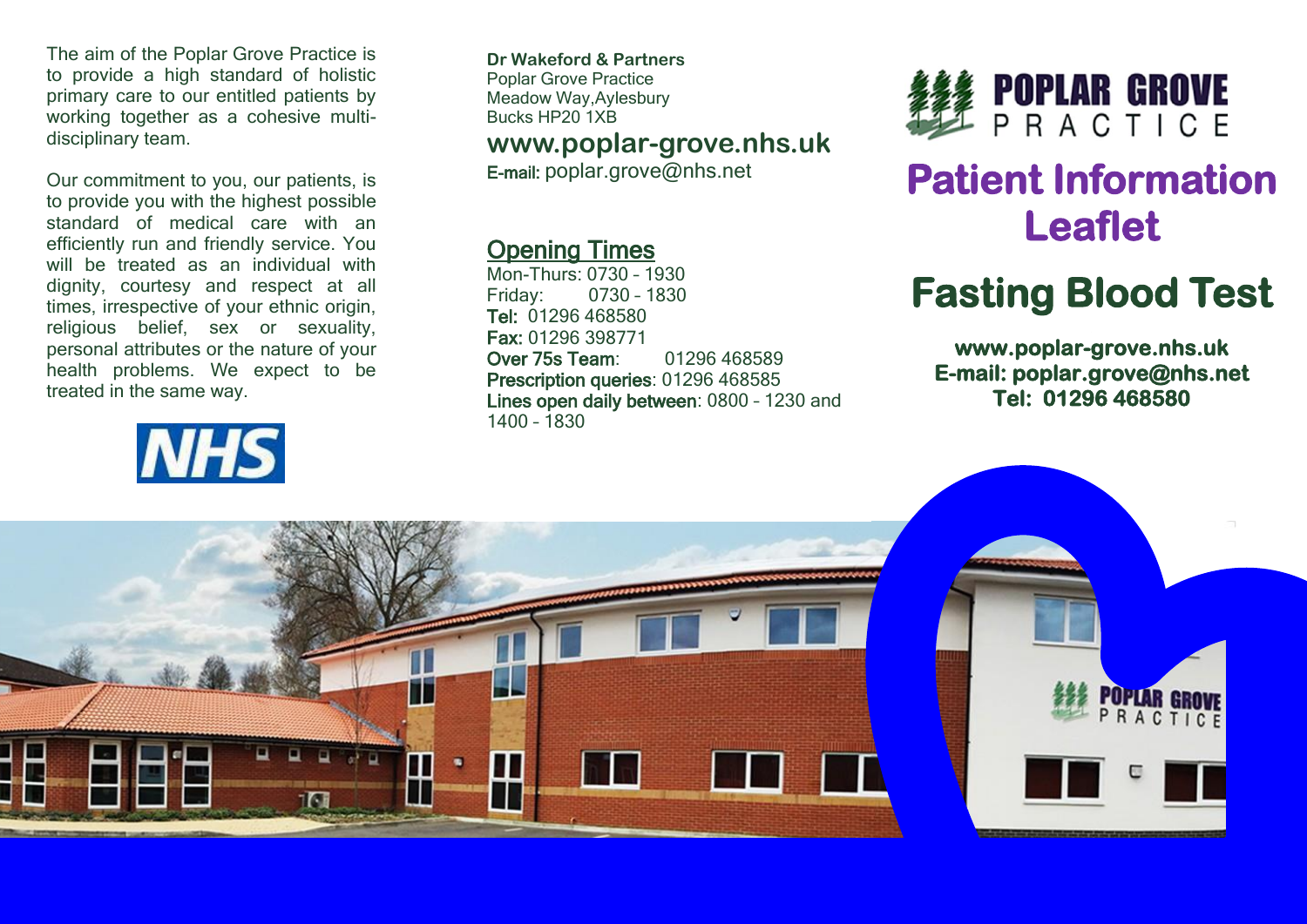The aim of the Poplar Grove Practice is to provide a high standard of holistic primary care to our entitled patients by working together as a cohesive multi-disciplinary team.

Our commitment to you, our patients, is to provide you with the highest possible standard of medical care with an efficiently run and friendly service. You will be treated as an individual with dignity, courtesy and respect at all times, irrespective of your ethnic origin, religious belief, sex or sexuality, personal attributes or the nature of your health problems. We expect to be treated in the same way.

NHS

**Dr Wakeford & Partners**
Poplar Grove Practice
Meadow Way,Aylesbury
Bucks HP20 1XB

**www.poplar-grove.nhs.uk**

**E-mail:** poplar.grove@nhs.net

## Opening Times

Mon-Thurs: 0730 – 1930
Friday: 0730 – 1830
**Tel:** 01296 468580
**Fax:** 01296 398771
**Over 75s Team**: 01296 468589
**Prescription queries**: 01296 468585
**Lines open daily between**: 0800 – 1230 and 1400 – 1830

POPLAR GROVE PRACTICE

# Patient Information Leaflet

# Fasting Blood Test

**www.poplar-grove.nhs.uk**
**E-mail: poplar.grove@nhs.net**
**Tel: 01296 468580**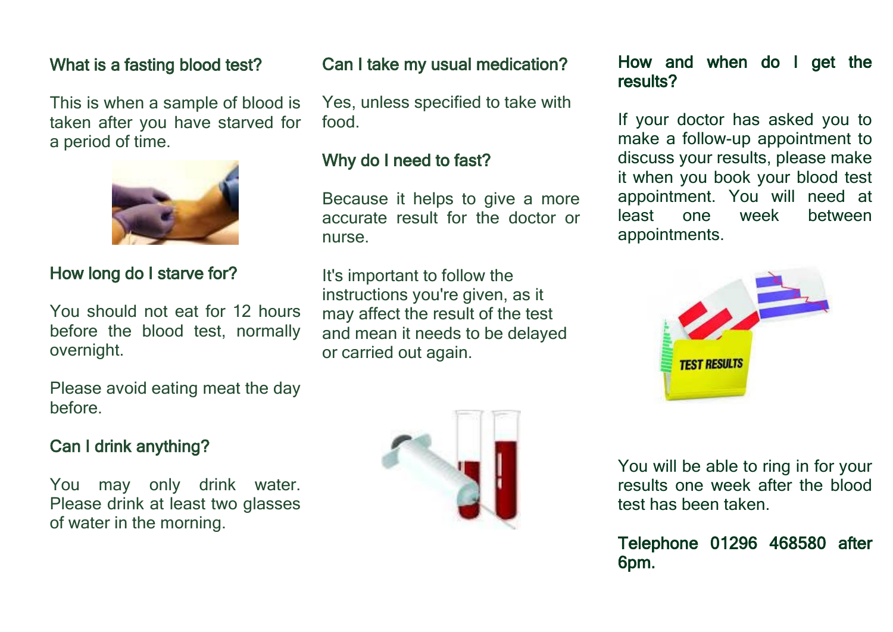## What is a fasting blood test?

This is when a sample of blood is taken after you have starved for a period of time.

## How long do I starve for?

You should not eat for 12 hours before the blood test, normally overnight.

Please avoid eating meat the day before.

## Can I drink anything?

You may only drink water. Please drink at least two glasses of water in the morning.

## Can I take my usual medication?

Yes, unless specified to take with food.

## Why do I need to fast?

Because it helps to give a more accurate result for the doctor or nurse.

It's important to follow the instructions you're given, as it may affect the result of the test and mean it needs to be delayed or carried out again.

## How and when do I get the results?

If your doctor has asked you to make a follow-up appointment to discuss your results, please make it when you book your blood test appointment. You will need at least one week between appointments.

You will be able to ring in for your results one week after the blood test has been taken.

**Telephone 01296 468580 after 6pm.**